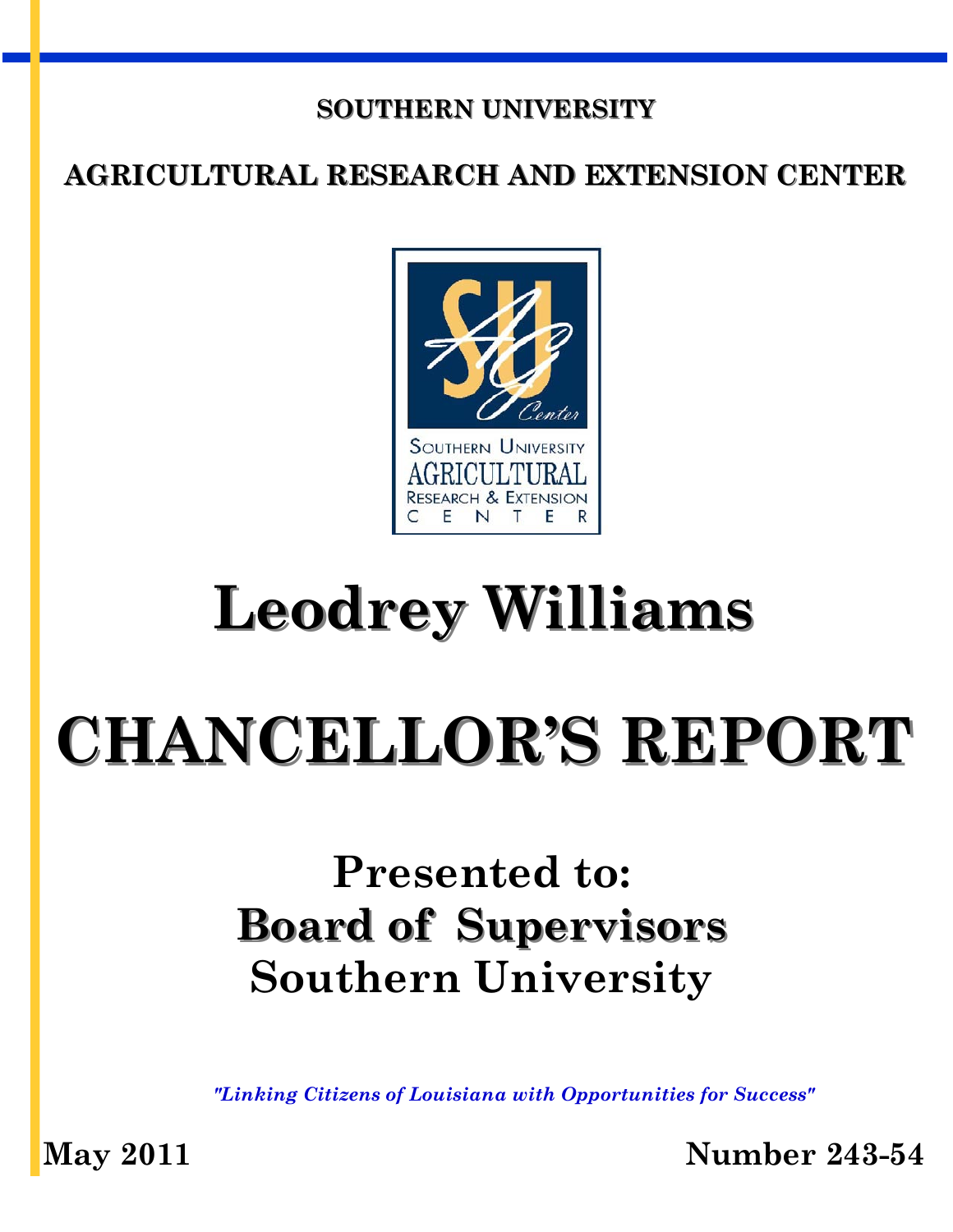**SOUTHERN UNIVERSITY**

**AGRICULTURAL RESEARCH AND EXTENSION CENTER**

# Leodrey Williams

# CHANCELLOR'S REPORT

## Presented to:
## Board of Supervisors
## Southern University

*"Linking Citizens of Louisiana with Opportunities for Success"*

**May 2011** **Number 243-54**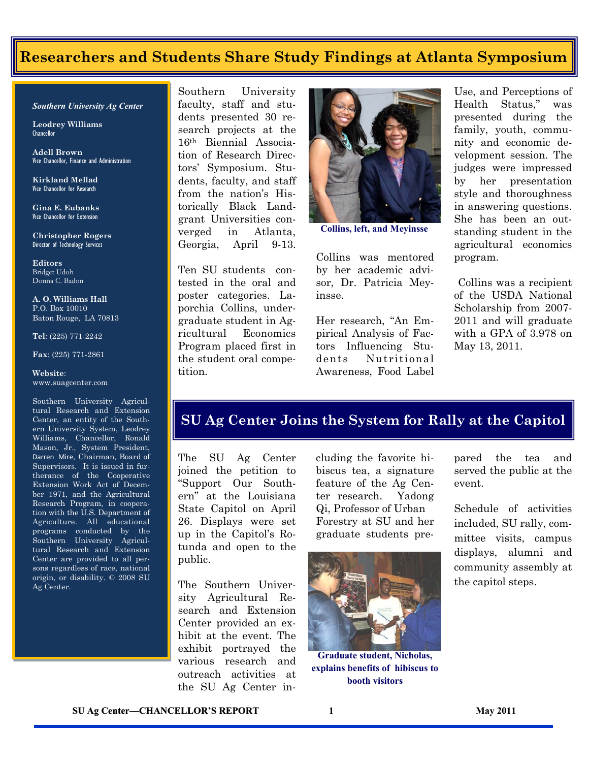# Researchers and Students Share Study Findings at Atlanta Symposium

*Southern University Ag Center*

**Leodrey Williams**
Chancellor

**Adell Brown**
Vice Chancellor, Finance and Administration

**Kirkland Mellad**
Vice Chancellor for Research

**Gina E. Eubanks**
Vice Chancellor for Extension

**Christopher Rogers**
Director of Technology Services

**Editors**
Bridget Udoh
Donna C. Badon

**A. O. Williams Hall**
P.O. Box 10010
Baton Rouge, LA 70813

**Tel**: (225) 771-2242

**Fax**: (225) 771-2861

**Website**:
www.suagcenter.com

Southern University Agricultural Research and Extension Center, an entity of the Southern University System, Leodrey Williams, Chancellor, Ronald Mason, Jr., System President, Darren Mire, Chairman, Board of Supervisors. It is issued in furtherance of the Cooperative Extension Work Act of December 1971, and the Agricultural Research Program, in cooperation with the U.S. Department of Agriculture. All educational programs conducted by the Southern University Agricultural Research and Extension Center are provided to all persons regardless of race, national origin, or disability. © 2008 SU Ag Center.

Southern University faculty, staff and students presented 30 research projects at the 16th Biennial Association of Research Directors' Symposium. Students, faculty, and staff from the nation's Historically Black Land-grant Universities converged in Atlanta, Georgia, April 9-13.

Ten SU students contested in the oral and poster categories. Laporchia Collins, undergraduate student in Agricultural Economics Program placed first in the student oral competition.

Collins, left, and Meyinsse

Collins was mentored by her academic advisor, Dr. Patricia Meyinsse.

Her research, "An Empirical Analysis of Factors Influencing Students Nutritional Awareness, Food Label Use, and Perceptions of Health Status," was presented during the family, youth, community and economic development session. The judges were impressed by her presentation style and thoroughness in answering questions. She has been an outstanding student in the agricultural economics program.

Collins was a recipient of the USDA National Scholarship from 2007-2011 and will graduate with a GPA of 3.978 on May 13, 2011.

# SU Ag Center Joins the System for Rally at the Capitol

The SU Ag Center joined the petition to "Support Our Southern" at the Louisiana State Capitol on April 26. Displays were set up in the Capitol's Rotunda and open to the public.

The Southern University Agricultural Research and Extension Center provided an exhibit at the event. The exhibit portrayed the various research and outreach activities at the SU Ag Center including the favorite hibiscus tea, a signature feature of the Ag Center research. Yadong Qi, Professor of Urban Forestry at SU and her graduate students prepared the tea and served the public at the event.

Graduate student, Nicholas, explains benefits of hibiscus to booth visitors

Schedule of activities included, SU rally, committee visits, campus displays, alumni and community assembly at the capitol steps.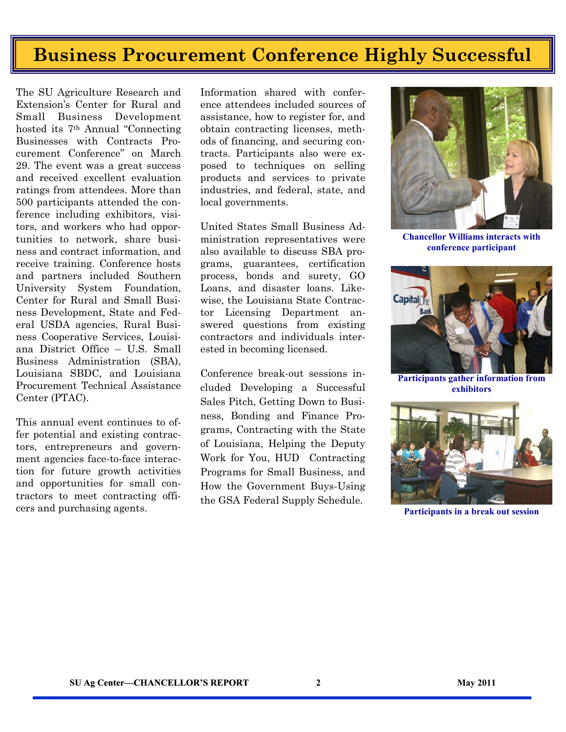# Business Procurement Conference Highly Successful

The SU Agriculture Research and Extension's Center for Rural and Small Business Development hosted its 7th Annual "Connecting Businesses with Contracts Procurement Conference" on March 29. The event was a great success and received excellent evaluation ratings from attendees. More than 500 participants attended the conference including exhibitors, visitors, and workers who had opportunities to network, share business and contract information, and receive training. Conference hosts and partners included Southern University System Foundation, Center for Rural and Small Business Development, State and Federal USDA agencies, Rural Business Cooperative Services, Louisiana District Office – U.S. Small Business Administration (SBA), Louisiana SBDC, and Louisiana Procurement Technical Assistance Center (PTAC).

This annual event continues to offer potential and existing contractors, entrepreneurs and government agencies face-to-face interaction for future growth activities and opportunities for small contractors to meet contracting officers and purchasing agents.

Information shared with conference attendees included sources of assistance, how to register for, and obtain contracting licenses, methods of financing, and securing contracts. Participants also were exposed to techniques on selling products and services to private industries, and federal, state, and local governments.

United States Small Business Administration representatives were also available to discuss SBA programs, guarantees, certification process, bonds and surety, GO Loans, and disaster loans. Likewise, the Louisiana State Contractor Licensing Department answered questions from existing contractors and individuals interested in becoming licensed.

Conference break-out sessions included Developing a Successful Sales Pitch, Getting Down to Business, Bonding and Finance Programs, Contracting with the State of Louisiana, Helping the Deputy Work for You, HUD Contracting Programs for Small Business, and How the Government Buys-Using the GSA Federal Supply Schedule.

**Chancellor Williams interacts with conference participant**

**Participants gather information from exhibitors**

**Participants in a break out session**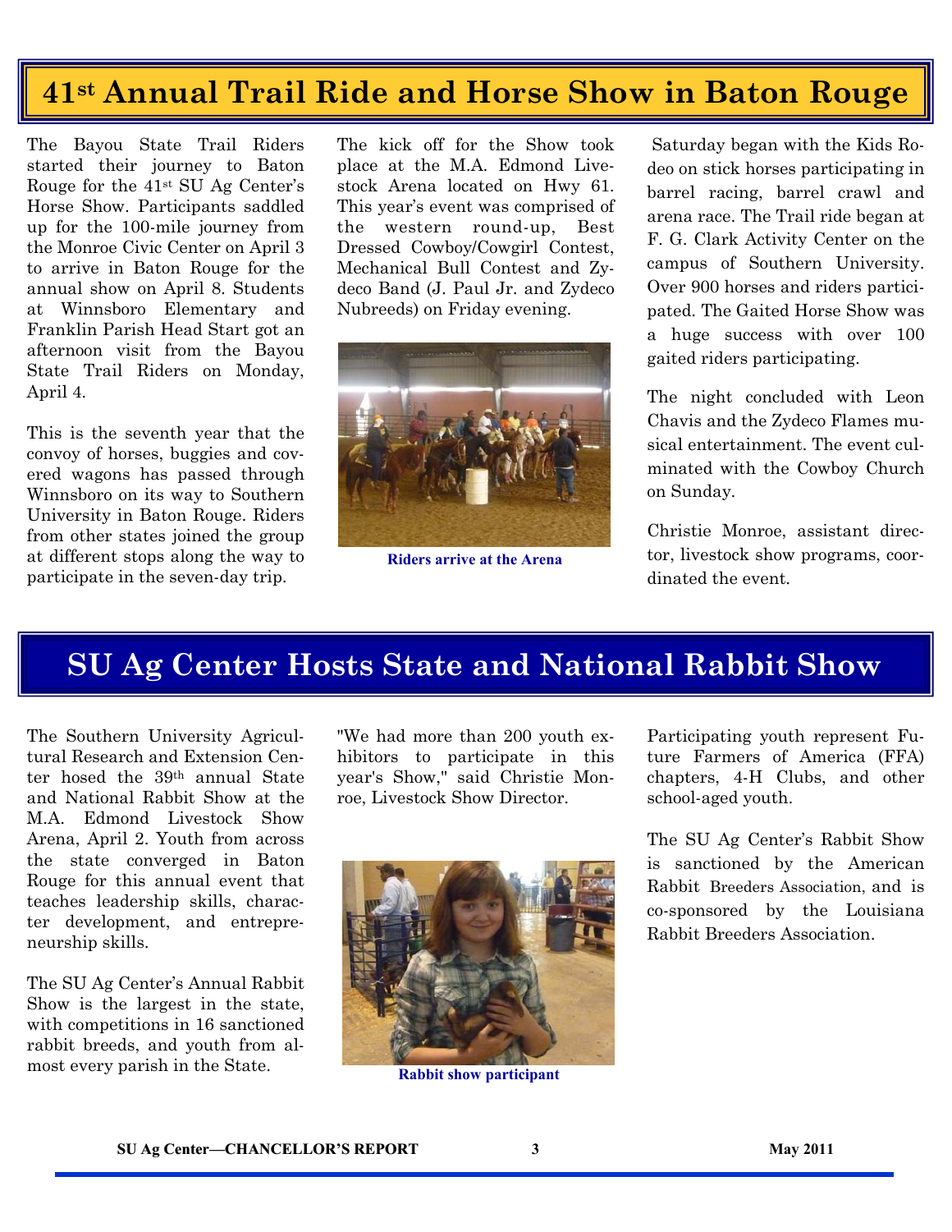# 41st Annual Trail Ride and Horse Show in Baton Rouge

The Bayou State Trail Riders started their journey to Baton Rouge for the 41st SU Ag Center's Horse Show. Participants saddled up for the 100-mile journey from the Monroe Civic Center on April 3 to arrive in Baton Rouge for the annual show on April 8. Students at Winnsboro Elementary and Franklin Parish Head Start got an afternoon visit from the Bayou State Trail Riders on Monday, April 4.

This is the seventh year that the convoy of horses, buggies and covered wagons has passed through Winnsboro on its way to Southern University in Baton Rouge. Riders from other states joined the group at different stops along the way to participate in the seven-day trip.

The kick off for the Show took place at the M.A. Edmond Livestock Arena located on Hwy 61. This year's event was comprised of the western round-up, Best Dressed Cowboy/Cowgirl Contest, Mechanical Bull Contest and Zydeco Band (J. Paul Jr. and Zydeco Nubreeds) on Friday evening.

**Riders arrive at the Arena**

Saturday began with the Kids Rodeo on stick horses participating in barrel racing, barrel crawl and arena race. The Trail ride began at F. G. Clark Activity Center on the campus of Southern University. Over 900 horses and riders participated. The Gaited Horse Show was a huge success with over 100 gaited riders participating.

The night concluded with Leon Chavis and the Zydeco Flames musical entertainment. The event culminated with the Cowboy Church on Sunday.

Christie Monroe, assistant director, livestock show programs, coordinated the event.

# SU Ag Center Hosts State and National Rabbit Show

The Southern University Agricultural Research and Extension Center hosed the 39th annual State and National Rabbit Show at the M.A. Edmond Livestock Show Arena, April 2. Youth from across the state converged in Baton Rouge for this annual event that teaches leadership skills, character development, and entrepreneurship skills.

The SU Ag Center's Annual Rabbit Show is the largest in the state, with competitions in 16 sanctioned rabbit breeds, and youth from almost every parish in the State.

"We had more than 200 youth exhibitors to participate in this year's Show," said Christie Monroe, Livestock Show Director.

**Rabbit show participant**

Participating youth represent Future Farmers of America (FFA) chapters, 4-H Clubs, and other school-aged youth.

The SU Ag Center's Rabbit Show is sanctioned by the American Rabbit Breeders Association, and is co-sponsored by the Louisiana Rabbit Breeders Association.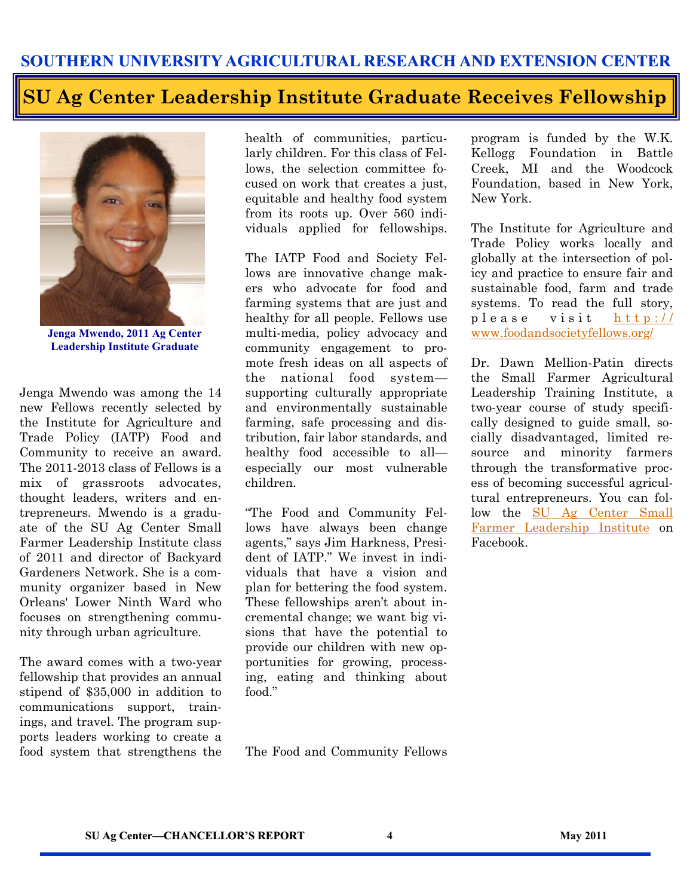SOUTHERN UNIVERSITY AGRICULTURAL RESEARCH AND EXTENSION CENTER

# SU Ag Center Leadership Institute Graduate Receives Fellowship

**Jenga Mwendo, 2011 Ag Center Leadership Institute Graduate**

Jenga Mwendo was among the 14 new Fellows recently selected by the Institute for Agriculture and Trade Policy (IATP) Food and Community to receive an award. The 2011-2013 class of Fellows is a mix of grassroots advocates, thought leaders, writers and entrepreneurs. Mwendo is a graduate of the SU Ag Center Small Farmer Leadership Institute class of 2011 and director of Backyard Gardeners Network. She is a community organizer based in New Orleans' Lower Ninth Ward who focuses on strengthening community through urban agriculture.

The award comes with a two-year fellowship that provides an annual stipend of $35,000 in addition to communications support, trainings, and travel. The program supports leaders working to create a food system that strengthens the health of communities, particularly children. For this class of Fellows, the selection committee focused on work that creates a just, equitable and healthy food system from its roots up. Over 560 individuals applied for fellowships.

The IATP Food and Society Fellows are innovative change makers who advocate for food and farming systems that are just and healthy for all people. Fellows use multi-media, policy advocacy and community engagement to promote fresh ideas on all aspects of the national food system—supporting culturally appropriate and environmentally sustainable farming, safe processing and distribution, fair labor standards, and healthy food accessible to all—especially our most vulnerable children.

"The Food and Community Fellows have always been change agents," says Jim Harkness, President of IATP." We invest in individuals that have a vision and plan for bettering the food system. These fellowships aren't about incremental change; we want big visions that have the potential to provide our children with new opportunities for growing, processing, eating and thinking about food."

The Food and Community Fellows program is funded by the W.K. Kellogg Foundation in Battle Creek, MI and the Woodcock Foundation, based in New York, New York.

The Institute for Agriculture and Trade Policy works locally and globally at the intersection of policy and practice to ensure fair and sustainable food, farm and trade systems. To read the full story, please visit http://www.foodandsocietyfellows.org/

Dr. Dawn Mellion-Patin directs the Small Farmer Agricultural Leadership Training Institute, a two-year course of study specifically designed to guide small, socially disadvantaged, limited resource and minority farmers through the transformative process of becoming successful agricultural entrepreneurs. You can follow the SU Ag Center Small Farmer Leadership Institute on Facebook.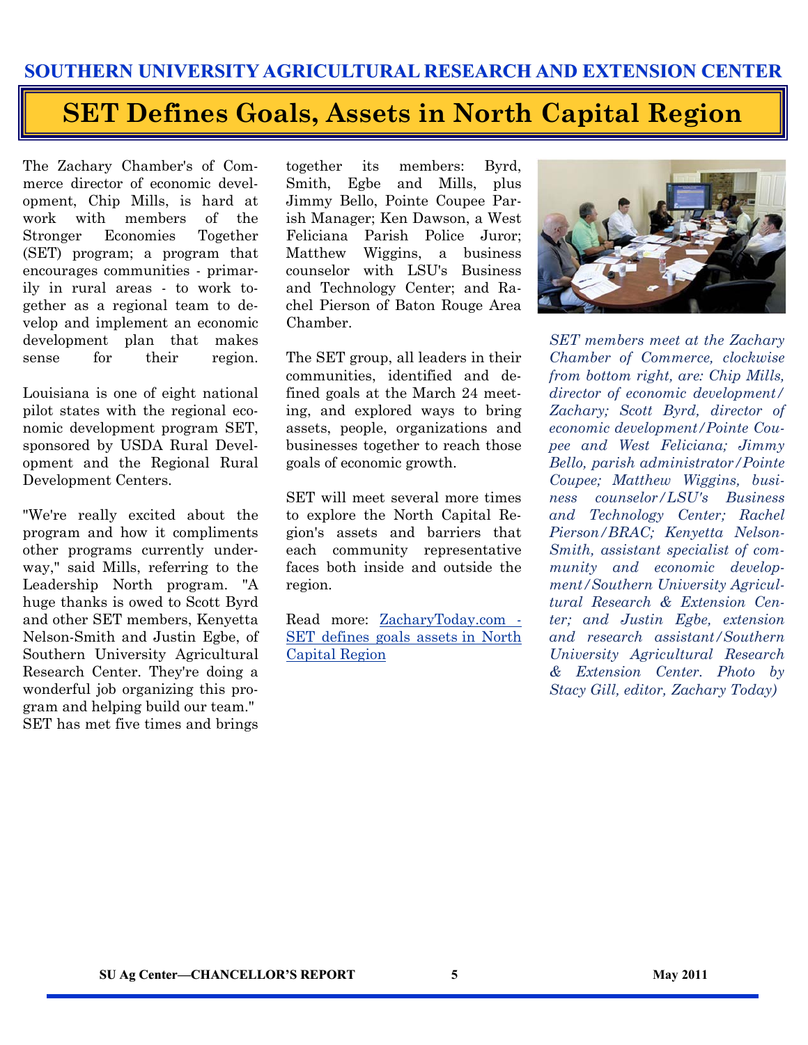SOUTHERN UNIVERSITY AGRICULTURAL RESEARCH AND EXTENSION CENTER

# SET Defines Goals, Assets in North Capital Region

The Zachary Chamber's of Commerce director of economic development, Chip Mills, is hard at work with members of the Stronger Economies Together (SET) program; a program that encourages communities - primarily in rural areas - to work together as a regional team to develop and implement an economic development plan that makes sense for their region.

Louisiana is one of eight national pilot states with the regional economic development program SET, sponsored by USDA Rural Development and the Regional Rural Development Centers.

"We're really excited about the program and how it compliments other programs currently underway," said Mills, referring to the Leadership North program. "A huge thanks is owed to Scott Byrd and other SET members, Kenyetta Nelson-Smith and Justin Egbe, of Southern University Agricultural Research Center. They're doing a wonderful job organizing this program and helping build our team." SET has met five times and brings together its members: Byrd, Smith, Egbe and Mills, plus Jimmy Bello, Pointe Coupee Parish Manager; Ken Dawson, a West Feliciana Parish Police Juror; Matthew Wiggins, a business counselor with LSU's Business and Technology Center; and Rachel Pierson of Baton Rouge Area Chamber.

The SET group, all leaders in their communities, identified and defined goals at the March 24 meeting, and explored ways to bring assets, people, organizations and businesses together to reach those goals of economic growth.

SET will meet several more times to explore the North Capital Region's assets and barriers that each community representative faces both inside and outside the region.

Read more: [ZacharyToday.com - SET defines goals assets in North Capital Region]

*SET members meet at the Zachary Chamber of Commerce, clockwise from bottom right, are: Chip Mills, director of economic development/Zachary; Scott Byrd, director of economic development/Pointe Coupee and West Feliciana; Jimmy Bello, parish administrator/Pointe Coupee; Matthew Wiggins, business counselor/LSU's Business and Technology Center; Rachel Pierson/BRAC; Kenyetta Nelson-Smith, assistant specialist of community and economic development/Southern University Agricultural Research & Extension Center; and Justin Egbe, extension and research assistant/Southern University Agricultural Research & Extension Center. Photo by Stacy Gill, editor, Zachary Today)*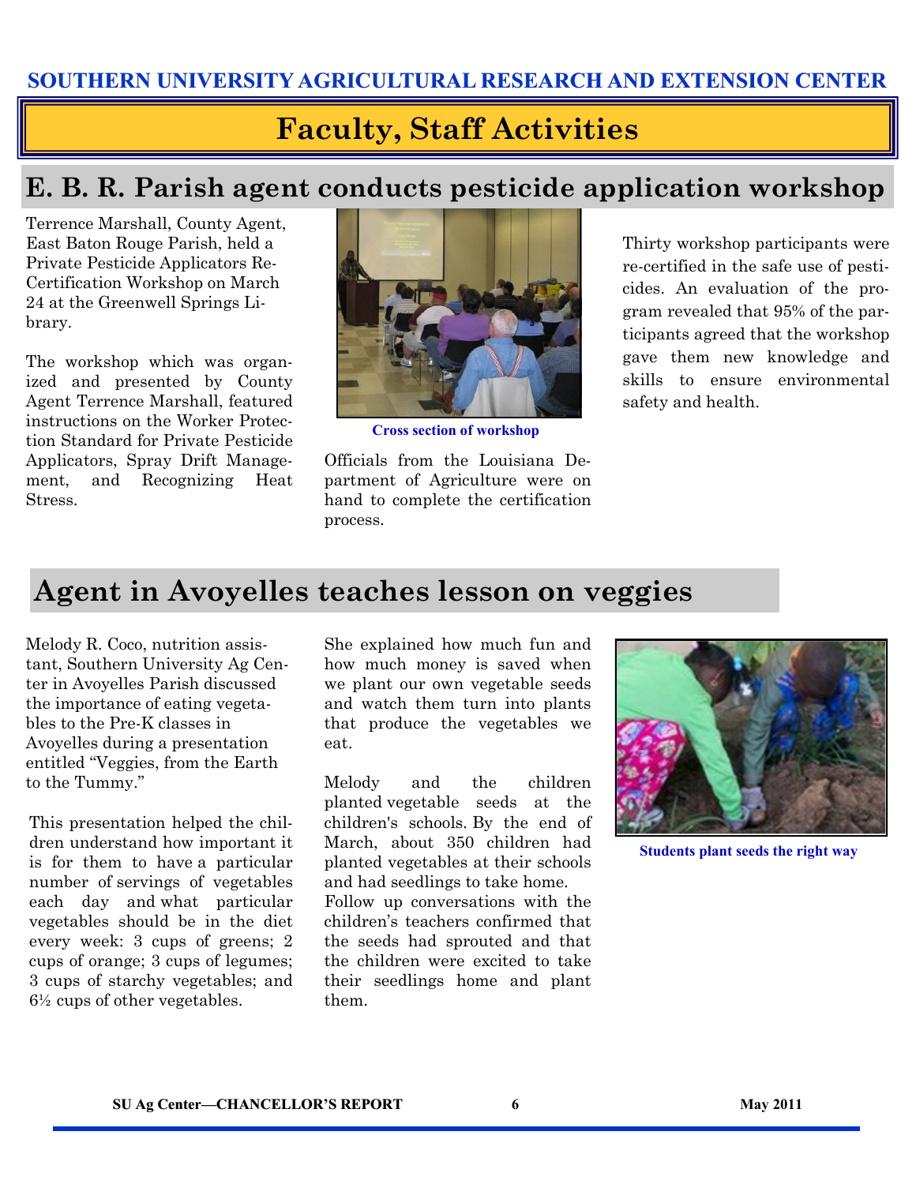SOUTHERN UNIVERSITY AGRICULTURAL RESEARCH AND EXTENSION CENTER

# Faculty, Staff Activities

## E. B. R. Parish agent conducts pesticide application workshop

Terrence Marshall, County Agent, East Baton Rouge Parish, held a Private Pesticide Applicators Re-Certification Workshop on March 24 at the Greenwell Springs Library.

The workshop which was organized and presented by County Agent Terrence Marshall, featured instructions on the Worker Protection Standard for Private Pesticide Applicators, Spray Drift Management, and Recognizing Heat Stress.

Cross section of workshop

Officials from the Louisiana Department of Agriculture were on hand to complete the certification process.

Thirty workshop participants were re-certified in the safe use of pesticides. An evaluation of the program revealed that 95% of the participants agreed that the workshop gave them new knowledge and skills to ensure environmental safety and health.

## Agent in Avoyelles teaches lesson on veggies

Melody R. Coco, nutrition assistant, Southern University Ag Center in Avoyelles Parish discussed the importance of eating vegetables to the Pre-K classes in Avoyelles during a presentation entitled "Veggies, from the Earth to the Tummy."

This presentation helped the children understand how important it is for them to have a particular number of servings of vegetables each day and what particular vegetables should be in the diet every week: 3 cups of greens; 2 cups of orange; 3 cups of legumes; 3 cups of starchy vegetables; and 6½ cups of other vegetables.

She explained how much fun and how much money is saved when we plant our own vegetable seeds and watch them turn into plants that produce the vegetables we eat.

Melody and the children planted vegetable seeds at the children's schools. By the end of March, about 350 children had planted vegetables at their schools and had seedlings to take home. Follow up conversations with the children's teachers confirmed that the seeds had sprouted and that the children were excited to take their seedlings home and plant them.

Students plant seeds the right way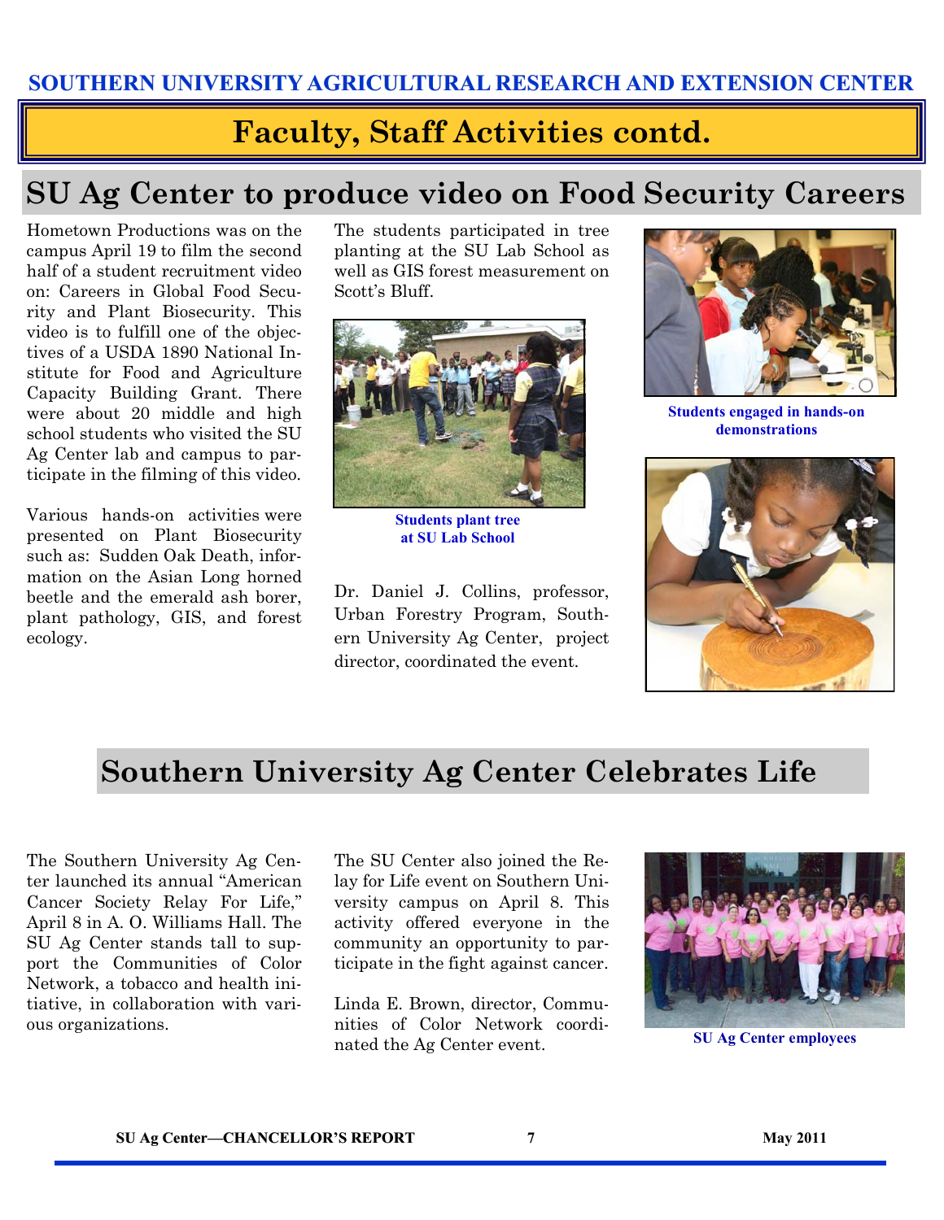## Faculty, Staff Activities contd.

## SU Ag Center to produce video on Food Security Careers

Hometown Productions was on the campus April 19 to film the second half of a student recruitment video on: Careers in Global Food Security and Plant Biosecurity. This video is to fulfill one of the objectives of a USDA 1890 National Institute for Food and Agriculture Capacity Building Grant. There were about 20 middle and high school students who visited the SU Ag Center lab and campus to participate in the filming of this video.

Various hands-on activities were presented on Plant Biosecurity such as: Sudden Oak Death, information on the Asian Long horned beetle and the emerald ash borer, plant pathology, GIS, and forest ecology.

The students participated in tree planting at the SU Lab School as well as GIS forest measurement on Scott's Bluff.

**Students plant tree at SU Lab School**

Dr. Daniel J. Collins, professor, Urban Forestry Program, Southern University Ag Center, project director, coordinated the event.

**Students engaged in hands-on demonstrations**

## Southern University Ag Center Celebrates Life

The Southern University Ag Center launched its annual "American Cancer Society Relay For Life," April 8 in A. O. Williams Hall. The SU Ag Center stands tall to support the Communities of Color Network, a tobacco and health initiative, in collaboration with various organizations.

The SU Center also joined the Relay for Life event on Southern University campus on April 8. This activity offered everyone in the community an opportunity to participate in the fight against cancer.

Linda E. Brown, director, Communities of Color Network coordinated the Ag Center event.

**SU Ag Center employees**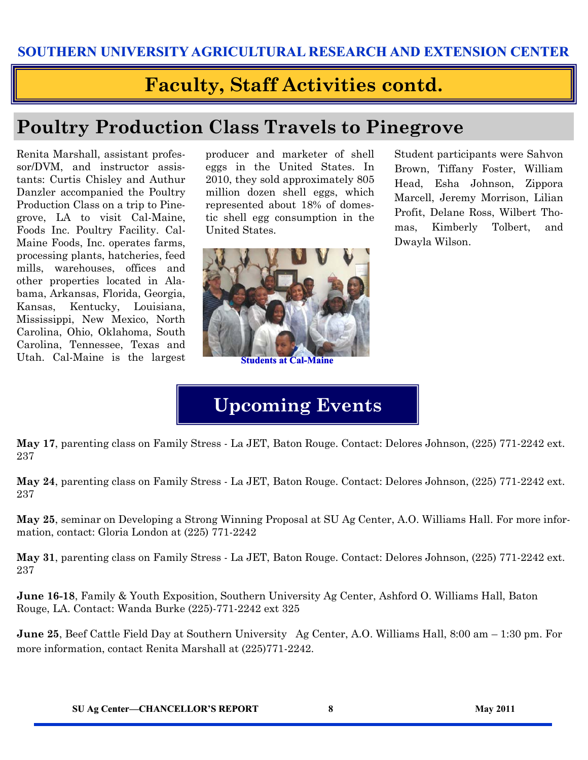# SOUTHERN UNIVERSITY AGRICULTURAL RESEARCH AND EXTENSION CENTER

## Faculty, Staff Activities contd.

## Poultry Production Class Travels to Pinegrove

Renita Marshall, assistant professor/DVM, and instructor assistants: Curtis Chisley and Authur Danzler accompanied the Poultry Production Class on a trip to Pinegrove, LA to visit Cal-Maine, Foods Inc. Poultry Facility. Cal-Maine Foods, Inc. operates farms, processing plants, hatcheries, feed mills, warehouses, offices and other properties located in Alabama, Arkansas, Florida, Georgia, Kansas, Kentucky, Louisiana, Mississippi, New Mexico, North Carolina, Ohio, Oklahoma, South Carolina, Tennessee, Texas and Utah. Cal-Maine is the largest producer and marketer of shell eggs in the United States. In 2010, they sold approximately 805 million dozen shell eggs, which represented about 18% of domestic shell egg consumption in the United States.

Students at Cal-Maine

Student participants were Sahvon Brown, Tiffany Foster, William Head, Esha Johnson, Zippora Marcell, Jeremy Morrison, Lilian Profit, Delane Ross, Wilbert Thomas, Kimberly Tolbert, and Dwayla Wilson.

## Upcoming Events

**May 17**, parenting class on Family Stress - La JET, Baton Rouge. Contact: Delores Johnson, (225) 771-2242 ext. 237

**May 24**, parenting class on Family Stress - La JET, Baton Rouge. Contact: Delores Johnson, (225) 771-2242 ext. 237

**May 25**, seminar on Developing a Strong Winning Proposal at SU Ag Center, A.O. Williams Hall. For more information, contact: Gloria London at (225) 771-2242

**May 31**, parenting class on Family Stress - La JET, Baton Rouge. Contact: Delores Johnson, (225) 771-2242 ext. 237

**June 16-18**, Family & Youth Exposition, Southern University Ag Center, Ashford O. Williams Hall, Baton Rouge, LA. Contact: Wanda Burke (225)-771-2242 ext 325

**June 25**, Beef Cattle Field Day at Southern University Ag Center, A.O. Williams Hall, 8:00 am – 1:30 pm. For more information, contact Renita Marshall at (225)771-2242.